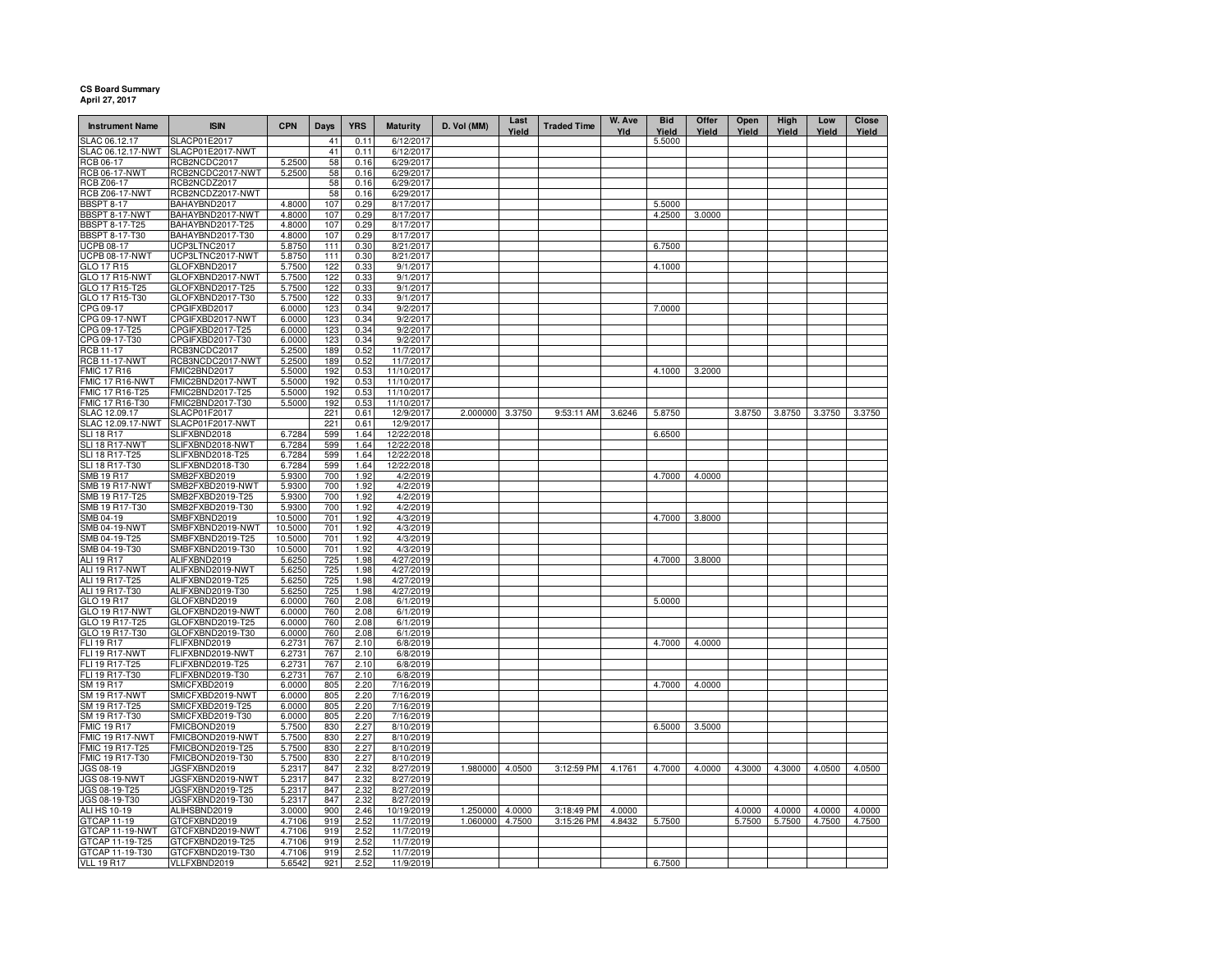**CS Board Summary**
**April 27, 2017**

| Instrument Name | ISIN | CPN | Days | YRS | Maturity | D. Vol (MM) | Last Yield | Traded Time | W. Ave Yld | Bid Yield | Offer Yield | Open Yield | High Yield | Low Yield | Close Yield |
|---|---|---|---|---|---|---|---|---|---|---|---|---|---|---|---|
| SLAC 06.12.17 | SLACP01E2017 | | 41 | 0.11 | 6/12/2017 | | | | | 5.5000 | | | | | |
| SLAC 06.12.17-NWT | SLACP01E2017-NWT | | 41 | 0.11 | 6/12/2017 | | | | | | | | | | |
| RCB 06-17 | RCB2NCDC2017 | 5.2500 | 58 | 0.16 | 6/29/2017 | | | | | | | | | | |
| RCB 06-17-NWT | RCB2NCDC2017-NWT | 5.2500 | 58 | 0.16 | 6/29/2017 | | | | | | | | | | |
| RCB Z06-17 | RCB2NCDZ2017 | | 58 | 0.16 | 6/29/2017 | | | | | | | | | | |
| RCB Z06-17-NWT | RCB2NCDZ2017-NWT | | 58 | 0.16 | 6/29/2017 | | | | | | | | | | |
| BBSPT 8-17 | BAHAYBND2017 | 4.8000 | 107 | 0.29 | 8/17/2017 | | | | | 5.5000 | | | | | |
| BBSPT 8-17-NWT | BAHAYBND2017-NWT | 4.8000 | 107 | 0.29 | 8/17/2017 | | | | | 4.2500 | 3.0000 | | | | |
| BBSPT 8-17-T25 | BAHAYBND2017-T25 | 4.8000 | 107 | 0.29 | 8/17/2017 | | | | | | | | | | |
| BBSPT 8-17-T30 | BAHAYBND2017-T30 | 4.8000 | 107 | 0.29 | 8/17/2017 | | | | | | | | | | |
| UCPB 08-17 | UCP3LTNC2017 | 5.8750 | 111 | 0.30 | 8/21/2017 | | | | | 6.7500 | | | | | |
| UCPB 08-17-NWT | UCP3LTNC2017-NWT | 5.8750 | 111 | 0.30 | 8/21/2017 | | | | | | | | | | |
| GLO 17 R15 | GLOFXBND2017 | 5.7500 | 122 | 0.33 | 9/1/2017 | | | | | 4.1000 | | | | | |
| GLO 17 R15-NWT | GLOFXBND2017-NWT | 5.7500 | 122 | 0.33 | 9/1/2017 | | | | | | | | | | |
| GLO 17 R15-T25 | GLOFXBND2017-T25 | 5.7500 | 122 | 0.33 | 9/1/2017 | | | | | | | | | | |
| GLO 17 R15-T30 | GLOFXBND2017-T30 | 5.7500 | 122 | 0.33 | 9/1/2017 | | | | | | | | | | |
| CPG 09-17 | CPGIFXBD2017 | 6.0000 | 123 | 0.34 | 9/2/2017 | | | | | 7.0000 | | | | | |
| CPG 09-17-NWT | CPGIFXBD2017-NWT | 6.0000 | 123 | 0.34 | 9/2/2017 | | | | | | | | | | |
| CPG 09-17-T25 | CPGIFXBD2017-T25 | 6.0000 | 123 | 0.34 | 9/2/2017 | | | | | | | | | | |
| CPG 09-17-T30 | CPGIFXBD2017-T30 | 6.0000 | 123 | 0.34 | 9/2/2017 | | | | | | | | | | |
| RCB 11-17 | RCB3NCDC2017 | 5.2500 | 189 | 0.52 | 11/7/2017 | | | | | | | | | | |
| RCB 11-17-NWT | RCB3NCDC2017-NWT | 5.2500 | 189 | 0.52 | 11/7/2017 | | | | | | | | | | |
| FMIC 17 R16 | FMIC2BND2017 | 5.5000 | 192 | 0.53 | 11/10/2017 | | | | | 4.1000 | 3.2000 | | | | |
| FMIC 17 R16-NWT | FMIC2BND2017-NWT | 5.5000 | 192 | 0.53 | 11/10/2017 | | | | | | | | | | |
| FMIC 17 R16-T25 | FMIC2BND2017-T25 | 5.5000 | 192 | 0.53 | 11/10/2017 | | | | | | | | | | |
| FMIC 17 R16-T30 | FMIC2BND2017-T30 | 5.5000 | 192 | 0.53 | 11/10/2017 | | | | | | | | | | |
| SLAC 12.09.17 | SLACP01F2017 | | 221 | 0.61 | 12/9/2017 | 2.000000 | 3.3750 | 9:53:11 AM | 3.6246 | 5.8750 | | 3.8750 | 3.8750 | 3.3750 | 3.3750 |
| SLAC 12.09.17-NWT | SLACP01F2017-NWT | | 221 | 0.61 | 12/9/2017 | | | | | | | | | | |
| SLI 18 R17 | SLIFXBND2018 | 6.7284 | 599 | 1.64 | 12/22/2018 | | | | | 6.6500 | | | | | |
| SLI 18 R17-NWT | SLIFXBND2018-NWT | 6.7284 | 599 | 1.64 | 12/22/2018 | | | | | | | | | | |
| SLI 18 R17-T25 | SLIFXBND2018-T25 | 6.7284 | 599 | 1.64 | 12/22/2018 | | | | | | | | | | |
| SLI 18 R17-T30 | SLIFXBND2018-T30 | 6.7284 | 599 | 1.64 | 12/22/2018 | | | | | | | | | | |
| SMB 19 R17 | SMB2FXBD2019 | 5.9300 | 700 | 1.92 | 4/2/2019 | | | | | 4.7000 | 4.0000 | | | | |
| SMB 19 R17-NWT | SMB2FXBD2019-NWT | 5.9300 | 700 | 1.92 | 4/2/2019 | | | | | | | | | | |
| SMB 19 R17-T25 | SMB2FXBD2019-T25 | 5.9300 | 700 | 1.92 | 4/2/2019 | | | | | | | | | | |
| SMB 19 R17-T30 | SMB2FXBD2019-T30 | 5.9300 | 700 | 1.92 | 4/2/2019 | | | | | | | | | | |
| SMB 04-19 | SMBFXBND2019 | 10.5000 | 701 | 1.92 | 4/3/2019 | | | | | 4.7000 | 3.8000 | | | | |
| SMB 04-19-NWT | SMBFXBND2019-NWT | 10.5000 | 701 | 1.92 | 4/3/2019 | | | | | | | | | | |
| SMB 04-19-T25 | SMBFXBND2019-T25 | 10.5000 | 701 | 1.92 | 4/3/2019 | | | | | | | | | | |
| SMB 04-19-T30 | SMBFXBND2019-T30 | 10.5000 | 701 | 1.92 | 4/3/2019 | | | | | | | | | | |
| ALI 19 R17 | ALIFXBND2019 | 5.6250 | 725 | 1.98 | 4/27/2019 | | | | | 4.7000 | 3.8000 | | | | |
| ALI 19 R17-NWT | ALIFXBND2019-NWT | 5.6250 | 725 | 1.98 | 4/27/2019 | | | | | | | | | | |
| ALI 19 R17-T25 | ALIFXBND2019-T25 | 5.6250 | 725 | 1.98 | 4/27/2019 | | | | | | | | | | |
| ALI 19 R17-T30 | ALIFXBND2019-T30 | 5.6250 | 725 | 1.98 | 4/27/2019 | | | | | | | | | | |
| GLO 19 R17 | GLOFXBND2019 | 6.0000 | 760 | 2.08 | 6/1/2019 | | | | | 5.0000 | | | | | |
| GLO 19 R17-NWT | GLOFXBND2019-NWT | 6.0000 | 760 | 2.08 | 6/1/2019 | | | | | | | | | | |
| GLO 19 R17-T25 | GLOFXBND2019-T25 | 6.0000 | 760 | 2.08 | 6/1/2019 | | | | | | | | | | |
| GLO 19 R17-T30 | GLOFXBND2019-T30 | 6.0000 | 760 | 2.08 | 6/1/2019 | | | | | | | | | | |
| FLI 19 R17 | FLIFXBND2019 | 6.2731 | 767 | 2.10 | 6/8/2019 | | | | | 4.7000 | 4.0000 | | | | |
| FLI 19 R17-NWT | FLIFXBND2019-NWT | 6.2731 | 767 | 2.10 | 6/8/2019 | | | | | | | | | | |
| FLI 19 R17-T25 | FLIFXBND2019-T25 | 6.2731 | 767 | 2.10 | 6/8/2019 | | | | | | | | | | |
| FLI 19 R17-T30 | FLIFXBND2019-T30 | 6.2731 | 767 | 2.10 | 6/8/2019 | | | | | | | | | | |
| SM 19 R17 | SMICFXBD2019 | 6.0000 | 805 | 2.20 | 7/16/2019 | | | | | 4.7000 | 4.0000 | | | | |
| SM 19 R17-NWT | SMICFXBD2019-NWT | 6.0000 | 805 | 2.20 | 7/16/2019 | | | | | | | | | | |
| SM 19 R17-T25 | SMICFXBD2019-T25 | 6.0000 | 805 | 2.20 | 7/16/2019 | | | | | | | | | | |
| SM 19 R17-T30 | SMICFXBD2019-T30 | 6.0000 | 805 | 2.20 | 7/16/2019 | | | | | | | | | | |
| FMIC 19 R17 | FMICBOND2019 | 5.7500 | 830 | 2.27 | 8/10/2019 | | | | | 6.5000 | 3.5000 | | | | |
| FMIC 19 R17-NWT | FMICBOND2019-NWT | 5.7500 | 830 | 2.27 | 8/10/2019 | | | | | | | | | | |
| FMIC 19 R17-T25 | FMICBOND2019-T25 | 5.7500 | 830 | 2.27 | 8/10/2019 | | | | | | | | | | |
| FMIC 19 R17-T30 | FMICBOND2019-T30 | 5.7500 | 830 | 2.27 | 8/10/2019 | | | | | | | | | | |
| JGS 08-19 | JGSFXBND2019 | 5.2317 | 847 | 2.32 | 8/27/2019 | 1.980000 | 4.0500 | 3:12:59 PM | 4.1761 | 4.7000 | 4.0000 | 4.3000 | 4.3000 | 4.0500 | 4.0500 |
| JGS 08-19-NWT | JGSFXBND2019-NWT | 5.2317 | 847 | 2.32 | 8/27/2019 | | | | | | | | | | |
| JGS 08-19-T25 | JGSFXBND2019-T25 | 5.2317 | 847 | 2.32 | 8/27/2019 | | | | | | | | | | |
| JGS 08-19-T30 | JGSFXBND2019-T30 | 5.2317 | 847 | 2.32 | 8/27/2019 | | | | | | | | | | |
| ALI HS 10-19 | ALIHSBND2019 | 3.0000 | 900 | 2.46 | 10/19/2019 | 1.250000 | 4.0000 | 3:18:49 PM | 4.0000 | | | 4.0000 | 4.0000 | 4.0000 | 4.0000 |
| GTCAP 11-19 | GTCFXBND2019 | 4.7106 | 919 | 2.52 | 11/7/2019 | 1.060000 | 4.7500 | 3:15:26 PM | 4.8432 | 5.7500 | | 5.7500 | 5.7500 | 4.7500 | 4.7500 |
| GTCAP 11-19-NWT | GTCFXBND2019-NWT | 4.7106 | 919 | 2.52 | 11/7/2019 | | | | | | | | | | |
| GTCAP 11-19-T25 | GTCFXBND2019-T25 | 4.7106 | 919 | 2.52 | 11/7/2019 | | | | | | | | | | |
| GTCAP 11-19-T30 | GTCFXBND2019-T30 | 4.7106 | 919 | 2.52 | 11/7/2019 | | | | | | | | | | |
| VLL 19 R17 | VLLFXBND2019 | 5.6542 | 921 | 2.52 | 11/9/2019 | | | | | 6.7500 | | | | | |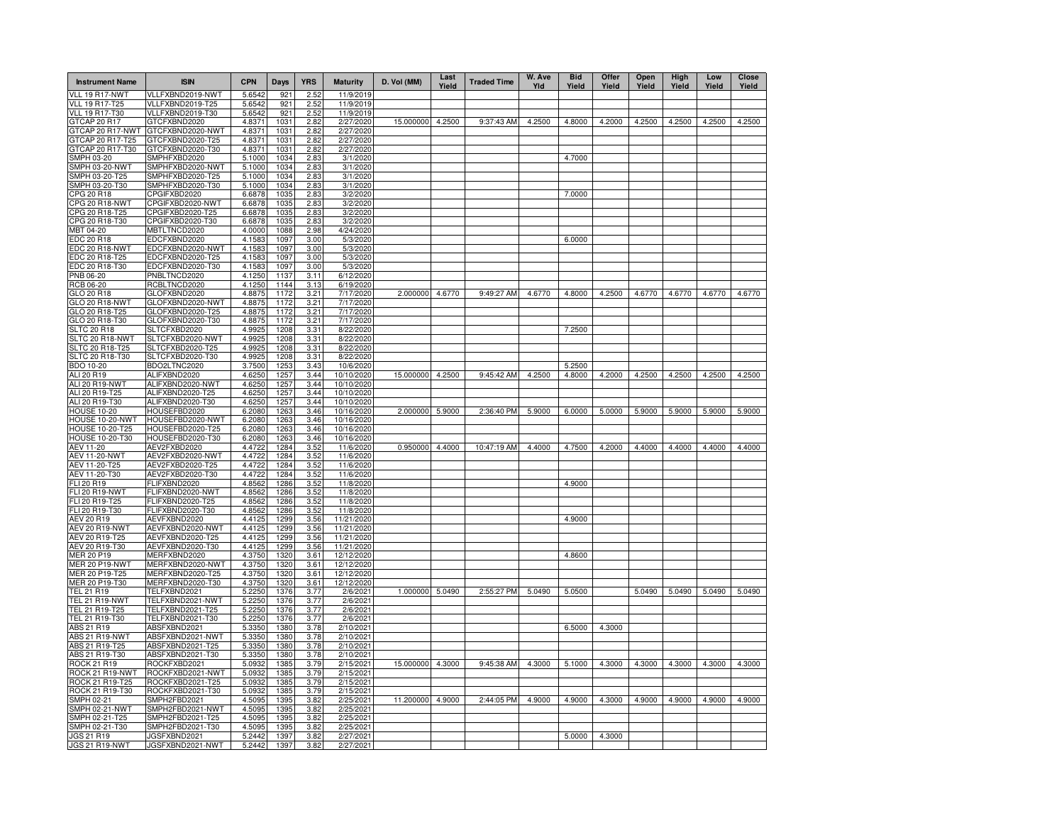| Instrument Name | ISIN | CPN | Days | YRS | Maturity | D. Vol (MM) | Last Yield | Traded Time | W. Ave Yld | Bid Yield | Offer Yield | Open Yield | High Yield | Low Yield | Close Yield |
|---|---|---|---|---|---|---|---|---|---|---|---|---|---|---|---|
| VLL 19 R17-NWT | VLLFXBND2019-NWT | 5.6542 | 921 | 2.52 | 11/9/2019 | | | | | | | | | | |
| VLL 19 R17-T25 | VLLFXBND2019-T25 | 5.6542 | 921 | 2.52 | 11/9/2019 | | | | | | | | | | |
| VLL 19 R17-T30 | VLLFXBND2019-T30 | 5.6542 | 921 | 2.52 | 11/9/2019 | | | | | | | | | | |
| GTCAP 20 R17 | GTCFXBND2020 | 4.8371 | 1031 | 2.82 | 2/27/2020 | 15.000000 | 4.2500 | 9:37:43 AM | 4.2500 | 4.8000 | 4.2000 | 4.2500 | 4.2500 | 4.2500 | 4.2500 |
| GTCAP 20 R17-NWT | GTCFXBND2020-NWT | 4.8371 | 1031 | 2.82 | 2/27/2020 | | | | | | | | | | |
| GTCAP 20 R17-T25 | GTCFXBND2020-T25 | 4.8371 | 1031 | 2.82 | 2/27/2020 | | | | | | | | | | |
| GTCAP 20 R17-T30 | GTCFXBND2020-T30 | 4.8371 | 1031 | 2.82 | 2/27/2020 | | | | | | | | | | |
| SMPH 03-20 | SMPHFXBD2020 | 5.1000 | 1034 | 2.83 | 3/1/2020 | | | | | 4.7000 | | | | | |
| SMPH 03-20-NWT | SMPHFXBD2020-NWT | 5.1000 | 1034 | 2.83 | 3/1/2020 | | | | | | | | | | |
| SMPH 03-20-T25 | SMPHFXBD2020-T25 | 5.1000 | 1034 | 2.83 | 3/1/2020 | | | | | | | | | | |
| SMPH 03-20-T30 | SMPHFXBD2020-T30 | 5.1000 | 1034 | 2.83 | 3/1/2020 | | | | | | | | | | |
| CPG 20 R18 | CPGIFXBD2020 | 6.6878 | 1035 | 2.83 | 3/2/2020 | | | | | 7.0000 | | | | | |
| CPG 20 R18-NWT | CPGIFXBD2020-NWT | 6.6878 | 1035 | 2.83 | 3/2/2020 | | | | | | | | | | |
| CPG 20 R18-T25 | CPGIFXBD2020-T25 | 6.6878 | 1035 | 2.83 | 3/2/2020 | | | | | | | | | | |
| CPG 20 R18-T30 | CPGIFXBD2020-T30 | 6.6878 | 1035 | 2.83 | 3/2/2020 | | | | | | | | | | |
| MBT 04-20 | MBTLTNCD2020 | 4.0000 | 1088 | 2.98 | 4/24/2020 | | | | | | | | | | |
| EDC 20 R18 | EDCFXBND2020 | 4.1583 | 1097 | 3.00 | 5/3/2020 | | | | | 6.0000 | | | | | |
| EDC 20 R18-NWT | EDCFXBND2020-NWT | 4.1583 | 1097 | 3.00 | 5/3/2020 | | | | | | | | | | |
| EDC 20 R18-T25 | EDCFXBND2020-T25 | 4.1583 | 1097 | 3.00 | 5/3/2020 | | | | | | | | | | |
| EDC 20 R18-T30 | EDCFXBND2020-T30 | 4.1583 | 1097 | 3.00 | 5/3/2020 | | | | | | | | | | |
| PNB 06-20 | PNBLTNCD2020 | 4.1250 | 1137 | 3.11 | 6/12/2020 | | | | | | | | | | |
| RCB 06-20 | RCBLTNCD2020 | 4.1250 | 1144 | 3.13 | 6/19/2020 | | | | | | | | | | |
| GLO 20 R18 | GLOFXBND2020 | 4.8875 | 1172 | 3.21 | 7/17/2020 | 2.000000 | 4.6770 | 9:49:27 AM | 4.6770 | 4.8000 | 4.2500 | 4.6770 | 4.6770 | 4.6770 | 4.6770 |
| GLO 20 R18-NWT | GLOFXBND2020-NWT | 4.8875 | 1172 | 3.21 | 7/17/2020 | | | | | | | | | | |
| GLO 20 R18-T25 | GLOFXBND2020-T25 | 4.8875 | 1172 | 3.21 | 7/17/2020 | | | | | | | | | | |
| GLO 20 R18-T30 | GLOFXBND2020-T30 | 4.8875 | 1172 | 3.21 | 7/17/2020 | | | | | | | | | | |
| SLTC 20 R18 | SLTCFXBD2020 | 4.9925 | 1208 | 3.31 | 8/22/2020 | | | | | 7.2500 | | | | | |
| SLTC 20 R18-NWT | SLTCFXBD2020-NWT | 4.9925 | 1208 | 3.31 | 8/22/2020 | | | | | | | | | | |
| SLTC 20 R18-T25 | SLTCFXBD2020-T25 | 4.9925 | 1208 | 3.31 | 8/22/2020 | | | | | | | | | | |
| SLTC 20 R18-T30 | SLTCFXBD2020-T30 | 4.9925 | 1208 | 3.31 | 8/22/2020 | | | | | | | | | | |
| BDO 10-20 | BDO2LTNC2020 | 3.7500 | 1253 | 3.43 | 10/6/2020 | | | | | 5.2500 | | | | | |
| ALI 20 R19 | ALIFXBND2020 | 4.6250 | 1257 | 3.44 | 10/10/2020 | 15.000000 | 4.2500 | 9:45:42 AM | 4.2500 | 4.8000 | 4.2000 | 4.2500 | 4.2500 | 4.2500 | 4.2500 |
| ALI 20 R19-NWT | ALIFXBND2020-NWT | 4.6250 | 1257 | 3.44 | 10/10/2020 | | | | | | | | | | |
| ALI 20 R19-T25 | ALIFXBND2020-T25 | 4.6250 | 1257 | 3.44 | 10/10/2020 | | | | | | | | | | |
| ALI 20 R19-T30 | ALIFXBND2020-T30 | 4.6250 | 1257 | 3.44 | 10/10/2020 | | | | | | | | | | |
| HOUSE 10-20 | HOUSEFBD2020 | 6.2080 | 1263 | 3.46 | 10/16/2020 | 2.000000 | 5.9000 | 2:36:40 PM | 5.9000 | 6.0000 | 5.0000 | 5.9000 | 5.9000 | 5.9000 | 5.9000 |
| HOUSE 10-20-NWT | HOUSEFBD2020-NWT | 6.2080 | 1263 | 3.46 | 10/16/2020 | | | | | | | | | | |
| HOUSE 10-20-T25 | HOUSEFBD2020-T25 | 6.2080 | 1263 | 3.46 | 10/16/2020 | | | | | | | | | | |
| HOUSE 10-20-T30 | HOUSEFBD2020-T30 | 6.2080 | 1263 | 3.46 | 10/16/2020 | | | | | | | | | | |
| AEV 11-20 | AEV2FXBD2020 | 4.4722 | 1284 | 3.52 | 11/6/2020 | 0.950000 | 4.4000 | 10:47:19 AM | 4.4000 | 4.7500 | 4.2000 | 4.4000 | 4.4000 | 4.4000 | 4.4000 |
| AEV 11-20-NWT | AEV2FXBD2020-NWT | 4.4722 | 1284 | 3.52 | 11/6/2020 | | | | | | | | | | |
| AEV 11-20-T25 | AEV2FXBD2020-T25 | 4.4722 | 1284 | 3.52 | 11/6/2020 | | | | | | | | | | |
| AEV 11-20-T30 | AEV2FXBD2020-T30 | 4.4722 | 1284 | 3.52 | 11/6/2020 | | | | | | | | | | |
| FLI 20 R19 | FLIFXBND2020 | 4.8562 | 1286 | 3.52 | 11/8/2020 | | | | | 4.9000 | | | | | |
| FLI 20 R19-NWT | FLIFXBND2020-NWT | 4.8562 | 1286 | 3.52 | 11/8/2020 | | | | | | | | | | |
| FLI 20 R19-T25 | FLIFXBND2020-T25 | 4.8562 | 1286 | 3.52 | 11/8/2020 | | | | | | | | | | |
| FLI 20 R19-T30 | FLIFXBND2020-T30 | 4.8562 | 1286 | 3.52 | 11/8/2020 | | | | | | | | | | |
| AEV 20 R19 | AEVFXBND2020 | 4.4125 | 1299 | 3.56 | 11/21/2020 | | | | | 4.9000 | | | | | |
| AEV 20 R19-NWT | AEVFXBND2020-NWT | 4.4125 | 1299 | 3.56 | 11/21/2020 | | | | | | | | | | |
| AEV 20 R19-T25 | AEVFXBND2020-T25 | 4.4125 | 1299 | 3.56 | 11/21/2020 | | | | | | | | | | |
| AEV 20 R19-T30 | AEVFXBND2020-T30 | 4.4125 | 1299 | 3.56 | 11/21/2020 | | | | | | | | | | |
| MER 20 P19 | MERFXBND2020 | 4.3750 | 1320 | 3.61 | 12/12/2020 | | | | | 4.8600 | | | | | |
| MER 20 P19-NWT | MERFXBND2020-NWT | 4.3750 | 1320 | 3.61 | 12/12/2020 | | | | | | | | | | |
| MER 20 P19-T25 | MERFXBND2020-T25 | 4.3750 | 1320 | 3.61 | 12/12/2020 | | | | | | | | | | |
| MER 20 P19-T30 | MERFXBND2020-T30 | 4.3750 | 1320 | 3.61 | 12/12/2020 | | | | | | | | | | |
| TEL 21 R19 | TELFXBND2021 | 5.2250 | 1376 | 3.77 | 2/6/2021 | 1.000000 | 5.0490 | 2:55:27 PM | 5.0490 | 5.0500 | | 5.0490 | 5.0490 | 5.0490 | 5.0490 |
| TEL 21 R19-NWT | TELFXBND2021-NWT | 5.2250 | 1376 | 3.77 | 2/6/2021 | | | | | | | | | | |
| TEL 21 R19-T25 | TELFXBND2021-T25 | 5.2250 | 1376 | 3.77 | 2/6/2021 | | | | | | | | | | |
| TEL 21 R19-T30 | TELFXBND2021-T30 | 5.2250 | 1376 | 3.77 | 2/6/2021 | | | | | | | | | | |
| ABS 21 R19 | ABSFXBND2021 | 5.3350 | 1380 | 3.78 | 2/10/2021 | | | | | 6.5000 | 4.3000 | | | | |
| ABS 21 R19-NWT | ABSFXBND2021-NWT | 5.3350 | 1380 | 3.78 | 2/10/2021 | | | | | | | | | | |
| ABS 21 R19-T25 | ABSFXBND2021-T25 | 5.3350 | 1380 | 3.78 | 2/10/2021 | | | | | | | | | | |
| ABS 21 R19-T30 | ABSFXBND2021-T30 | 5.3350 | 1380 | 3.78 | 2/10/2021 | | | | | | | | | | |
| ROCK 21 R19 | ROCKFXBD2021 | 5.0932 | 1385 | 3.79 | 2/15/2021 | 15.000000 | 4.3000 | 9:45:38 AM | 4.3000 | 5.1000 | 4.3000 | 4.3000 | 4.3000 | 4.3000 | 4.3000 |
| ROCK 21 R19-NWT | ROCKFXBD2021-NWT | 5.0932 | 1385 | 3.79 | 2/15/2021 | | | | | | | | | | |
| ROCK 21 R19-T25 | ROCKFXBD2021-T25 | 5.0932 | 1385 | 3.79 | 2/15/2021 | | | | | | | | | | |
| ROCK 21 R19-T30 | ROCKFXBD2021-T30 | 5.0932 | 1385 | 3.79 | 2/15/2021 | | | | | | | | | | |
| SMPH 02-21 | SMPH2FBD2021 | 4.5095 | 1395 | 3.82 | 2/25/2021 | 11.200000 | 4.9000 | 2:44:05 PM | 4.9000 | 4.9000 | 4.3000 | 4.9000 | 4.9000 | 4.9000 | 4.9000 |
| SMPH 02-21-NWT | SMPH2FBD2021-NWT | 4.5095 | 1395 | 3.82 | 2/25/2021 | | | | | | | | | | |
| SMPH 02-21-T25 | SMPH2FBD2021-T25 | 4.5095 | 1395 | 3.82 | 2/25/2021 | | | | | | | | | | |
| SMPH 02-21-T30 | SMPH2FBD2021-T30 | 4.5095 | 1395 | 3.82 | 2/25/2021 | | | | | | | | | | |
| JGS 21 R19 | JGSFXBND2021 | 5.2442 | 1397 | 3.82 | 2/27/2021 | | | | | 5.0000 | 4.3000 | | | | |
| JGS 21 R19-NWT | JGSFXBND2021-NWT | 5.2442 | 1397 | 3.82 | 2/27/2021 | | | | | | | | | | |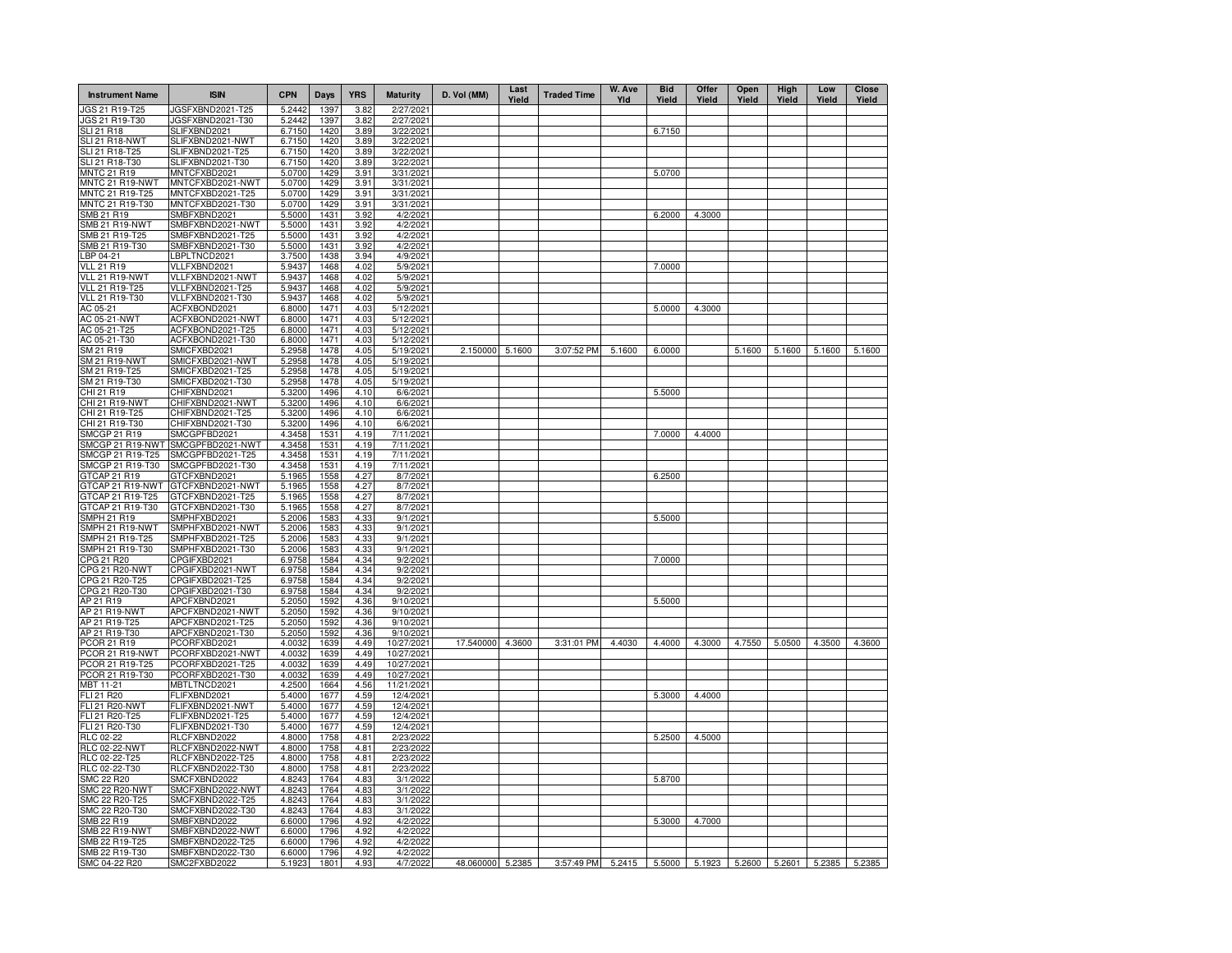| Instrument Name | ISIN | CPN | Days | YRS | Maturity | D. Vol (MM) | Last Yield | Traded Time | W. Ave Yld | Bid Yield | Offer Yield | Open Yield | High Yield | Low Yield | Close Yield |
|---|---|---|---|---|---|---|---|---|---|---|---|---|---|---|---|
| JGS 21 R19-T25 | JGSFXBND2021-T25 | 5.2442 | 1397 | 3.82 | 2/27/2021 | | | | | | | | | | |
| JGS 21 R19-T30 | JGSFXBND2021-T30 | 5.2442 | 1397 | 3.82 | 2/27/2021 | | | | | | | | | | |
| SLI 21 R18 | SLIFXBND2021 | 6.7150 | 1420 | 3.89 | 3/22/2021 | | | | | 6.7150 | | | | | |
| SLI 21 R18-NWT | SLIFXBND2021-NWT | 6.7150 | 1420 | 3.89 | 3/22/2021 | | | | | | | | | | |
| SLI 21 R18-T25 | SLIFXBND2021-T25 | 6.7150 | 1420 | 3.89 | 3/22/2021 | | | | | | | | | | |
| SLI 21 R18-T30 | SLIFXBND2021-T30 | 6.7150 | 1420 | 3.89 | 3/22/2021 | | | | | | | | | | |
| MNTC 21 R19 | MNTCFXBD2021 | 5.0700 | 1429 | 3.91 | 3/31/2021 | | | | | 5.0700 | | | | | |
| MNTC 21 R19-NWT | MNTCFXBD2021-NWT | 5.0700 | 1429 | 3.91 | 3/31/2021 | | | | | | | | | | |
| MNTC 21 R19-T25 | MNTCFXBD2021-T25 | 5.0700 | 1429 | 3.91 | 3/31/2021 | | | | | | | | | | |
| MNTC 21 R19-T30 | MNTCFXBD2021-T30 | 5.0700 | 1429 | 3.91 | 3/31/2021 | | | | | | | | | | |
| SMB 21 R19 | SMBFXBND2021 | 5.5000 | 1431 | 3.92 | 4/2/2021 | | | | | 6.2000 | 4.3000 | | | | |
| SMB 21 R19-NWT | SMBFXBND2021-NWT | 5.5000 | 1431 | 3.92 | 4/2/2021 | | | | | | | | | | |
| SMB 21 R19-T25 | SMBFXBND2021-T25 | 5.5000 | 1431 | 3.92 | 4/2/2021 | | | | | | | | | | |
| SMB 21 R19-T30 | SMBFXBND2021-T30 | 5.5000 | 1431 | 3.92 | 4/2/2021 | | | | | | | | | | |
| LBP 04-21 | LBPLTNCD2021 | 3.7500 | 1438 | 3.94 | 4/9/2021 | | | | | | | | | | |
| VLL 21 R19 | VLLFXBND2021 | 5.9437 | 1468 | 4.02 | 5/9/2021 | | | | | 7.0000 | | | | | |
| VLL 21 R19-NWT | VLLFXBND2021-NWT | 5.9437 | 1468 | 4.02 | 5/9/2021 | | | | | | | | | | |
| VLL 21 R19-T25 | VLLFXBND2021-T25 | 5.9437 | 1468 | 4.02 | 5/9/2021 | | | | | | | | | | |
| VLL 21 R19-T30 | VLLFXBND2021-T30 | 5.9437 | 1468 | 4.02 | 5/9/2021 | | | | | | | | | | |
| AC 05-21 | ACFXBOND2021 | 6.8000 | 1471 | 4.03 | 5/12/2021 | | | | | 5.0000 | 4.3000 | | | | |
| AC 05-21-NWT | ACFXBOND2021-NWT | 6.8000 | 1471 | 4.03 | 5/12/2021 | | | | | | | | | | |
| AC 05-21-T25 | ACFXBOND2021-T25 | 6.8000 | 1471 | 4.03 | 5/12/2021 | | | | | | | | | | |
| AC 05-21-T30 | ACFXBOND2021-T30 | 6.8000 | 1471 | 4.03 | 5/12/2021 | | | | | | | | | | |
| SM 21 R19 | SMICFXBD2021 | 5.2958 | 1478 | 4.05 | 5/19/2021 | 2.150000 | 5.1600 | 3:07:52 PM | 5.1600 | 6.0000 | | 5.1600 | 5.1600 | 5.1600 | 5.1600 |
| SM 21 R19-NWT | SMICFXBD2021-NWT | 5.2958 | 1478 | 4.05 | 5/19/2021 | | | | | | | | | | |
| SM 21 R19-T25 | SMICFXBD2021-T25 | 5.2958 | 1478 | 4.05 | 5/19/2021 | | | | | | | | | | |
| SM 21 R19-T30 | SMICFXBD2021-T30 | 5.2958 | 1478 | 4.05 | 5/19/2021 | | | | | | | | | | |
| CHI 21 R19 | CHIFXBND2021 | 5.3200 | 1496 | 4.10 | 6/6/2021 | | | | | 5.5000 | | | | | |
| CHI 21 R19-NWT | CHIFXBND2021-NWT | 5.3200 | 1496 | 4.10 | 6/6/2021 | | | | | | | | | | |
| CHI 21 R19-T25 | CHIFXBND2021-T25 | 5.3200 | 1496 | 4.10 | 6/6/2021 | | | | | | | | | | |
| CHI 21 R19-T30 | CHIFXBND2021-T30 | 5.3200 | 1496 | 4.10 | 6/6/2021 | | | | | | | | | | |
| SMCGP 21 R19 | SMCGPFBD2021 | 4.3458 | 1531 | 4.19 | 7/11/2021 | | | | | 7.0000 | 4.4000 | | | | |
| SMCGP 21 R19-NWT | SMCGPFBD2021-NWT | 4.3458 | 1531 | 4.19 | 7/11/2021 | | | | | | | | | | |
| SMCGP 21 R19-T25 | SMCGPFBD2021-T25 | 4.3458 | 1531 | 4.19 | 7/11/2021 | | | | | | | | | | |
| SMCGP 21 R19-T30 | SMCGPFBD2021-T30 | 4.3458 | 1531 | 4.19 | 7/11/2021 | | | | | | | | | | |
| GTCAP 21 R19 | GTCFXBND2021 | 5.1965 | 1558 | 4.27 | 8/7/2021 | | | | | 6.2500 | | | | | |
| GTCAP 21 R19-NWT | GTCFXBND2021-NWT | 5.1965 | 1558 | 4.27 | 8/7/2021 | | | | | | | | | | |
| GTCAP 21 R19-T25 | GTCFXBND2021-T25 | 5.1965 | 1558 | 4.27 | 8/7/2021 | | | | | | | | | | |
| GTCAP 21 R19-T30 | GTCFXBND2021-T30 | 5.1965 | 1558 | 4.27 | 8/7/2021 | | | | | | | | | | |
| SMPH 21 R19 | SMPHFXBD2021 | 5.2006 | 1583 | 4.33 | 9/1/2021 | | | | | 5.5000 | | | | | |
| SMPH 21 R19-NWT | SMPHFXBD2021-NWT | 5.2006 | 1583 | 4.33 | 9/1/2021 | | | | | | | | | | |
| SMPH 21 R19-T25 | SMPHFXBD2021-T25 | 5.2006 | 1583 | 4.33 | 9/1/2021 | | | | | | | | | | |
| SMPH 21 R19-T30 | SMPHFXBD2021-T30 | 5.2006 | 1583 | 4.33 | 9/1/2021 | | | | | | | | | | |
| CPG 21 R20 | CPGIFXBD2021 | 6.9758 | 1584 | 4.34 | 9/2/2021 | | | | | 7.0000 | | | | | |
| CPG 21 R20-NWT | CPGIFXBD2021-NWT | 6.9758 | 1584 | 4.34 | 9/2/2021 | | | | | | | | | | |
| CPG 21 R20-T25 | CPGIFXBD2021-T25 | 6.9758 | 1584 | 4.34 | 9/2/2021 | | | | | | | | | | |
| CPG 21 R20-T30 | CPGIFXBD2021-T30 | 6.9758 | 1584 | 4.34 | 9/2/2021 | | | | | | | | | | |
| AP 21 R19 | APCFXBND2021 | 5.2050 | 1592 | 4.36 | 9/10/2021 | | | | | 5.5000 | | | | | |
| AP 21 R19-NWT | APCFXBND2021-NWT | 5.2050 | 1592 | 4.36 | 9/10/2021 | | | | | | | | | | |
| AP 21 R19-T25 | APCFXBND2021-T25 | 5.2050 | 1592 | 4.36 | 9/10/2021 | | | | | | | | | | |
| AP 21 R19-T30 | APCFXBND2021-T30 | 5.2050 | 1592 | 4.36 | 9/10/2021 | | | | | | | | | | |
| PCOR 21 R19 | PCORFXBD2021 | 4.0032 | 1639 | 4.49 | 10/27/2021 | 17.540000 | 4.3600 | 3:31:01 PM | 4.4030 | 4.4000 | 4.3000 | 4.7550 | 5.0500 | 4.3500 | 4.3600 |
| PCOR 21 R19-NWT | PCORFXBD2021-NWT | 4.0032 | 1639 | 4.49 | 10/27/2021 | | | | | | | | | | |
| PCOR 21 R19-T25 | PCORFXBD2021-T25 | 4.0032 | 1639 | 4.49 | 10/27/2021 | | | | | | | | | | |
| PCOR 21 R19-T30 | PCORFXBD2021-T30 | 4.0032 | 1639 | 4.49 | 10/27/2021 | | | | | | | | | | |
| MBT 11-21 | MBTLTNCD2021 | 4.2500 | 1664 | 4.56 | 11/21/2021 | | | | | | | | | | |
| FLI 21 R20 | FLIFXBND2021 | 5.4000 | 1677 | 4.59 | 12/4/2021 | | | | | 5.3000 | 4.4000 | | | | |
| FLI 21 R20-NWT | FLIFXBND2021-NWT | 5.4000 | 1677 | 4.59 | 12/4/2021 | | | | | | | | | | |
| FLI 21 R20-T25 | FLIFXBND2021-T25 | 5.4000 | 1677 | 4.59 | 12/4/2021 | | | | | | | | | | |
| FLI 21 R20-T30 | FLIFXBND2021-T30 | 5.4000 | 1677 | 4.59 | 12/4/2021 | | | | | | | | | | |
| RLC 02-22 | RLCFXBND2022 | 4.8000 | 1758 | 4.81 | 2/23/2022 | | | | | 5.2500 | 4.5000 | | | | |
| RLC 02-22-NWT | RLCFXBND2022-NWT | 4.8000 | 1758 | 4.81 | 2/23/2022 | | | | | | | | | | |
| RLC 02-22-T25 | RLCFXBND2022-T25 | 4.8000 | 1758 | 4.81 | 2/23/2022 | | | | | | | | | | |
| RLC 02-22-T30 | RLCFXBND2022-T30 | 4.8000 | 1758 | 4.81 | 2/23/2022 | | | | | | | | | | |
| SMC 22 R20 | SMCFXBND2022 | 4.8243 | 1764 | 4.83 | 3/1/2022 | | | | | 5.8700 | | | | | |
| SMC 22 R20-NWT | SMCFXBND2022-NWT | 4.8243 | 1764 | 4.83 | 3/1/2022 | | | | | | | | | | |
| SMC 22 R20-T25 | SMCFXBND2022-T25 | 4.8243 | 1764 | 4.83 | 3/1/2022 | | | | | | | | | | |
| SMC 22 R20-T30 | SMCFXBND2022-T30 | 4.8243 | 1764 | 4.83 | 3/1/2022 | | | | | | | | | | |
| SMB 22 R19 | SMBFXBND2022 | 6.6000 | 1796 | 4.92 | 4/2/2022 | | | | | 5.3000 | 4.7000 | | | | |
| SMB 22 R19-NWT | SMBFXBND2022-NWT | 6.6000 | 1796 | 4.92 | 4/2/2022 | | | | | | | | | | |
| SMB 22 R19-T25 | SMBFXBND2022-T25 | 6.6000 | 1796 | 4.92 | 4/2/2022 | | | | | | | | | | |
| SMB 22 R19-T30 | SMBFXBND2022-T30 | 6.6000 | 1796 | 4.92 | 4/2/2022 | | | | | | | | | | |
| SMC 04-22 R20 | SMC2FXBD2022 | 5.1923 | 1801 | 4.93 | 4/7/2022 | 48.060000 | 5.2385 | 3:57:49 PM | 5.2415 | 5.5000 | 5.1923 | 5.2600 | 5.2601 | 5.2385 | 5.2385 |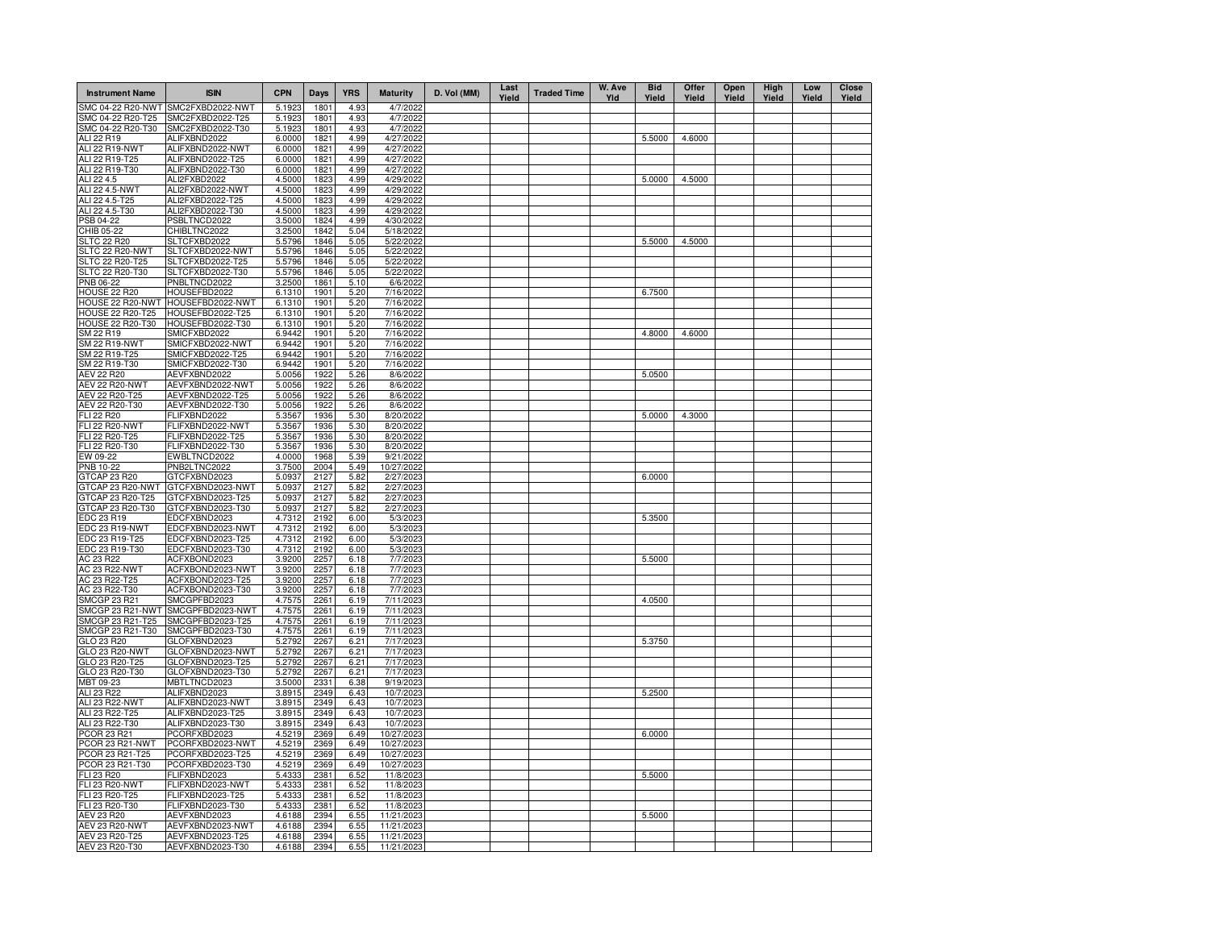| Instrument Name | ISIN | CPN | Days | YRS | Maturity | D. Vol (MM) | Last Yield | Traded Time | W. Ave Yld | Bid Yield | Offer Yield | Open Yield | High Yield | Low Yield | Close Yield |
|---|---|---|---|---|---|---|---|---|---|---|---|---|---|---|---|
| SMC 04-22 R20-NWT | SMC2FXBD2022-NWT | 5.1923 | 1801 | 4.93 | 4/7/2022 | | | | | | | | | | |
| SMC 04-22 R20-T25 | SMC2FXBD2022-T25 | 5.1923 | 1801 | 4.93 | 4/7/2022 | | | | | | | | | | |
| SMC 04-22 R20-T30 | SMC2FXBD2022-T30 | 5.1923 | 1801 | 4.93 | 4/7/2022 | | | | | | | | | | |
| ALI 22 R19 | ALIFXBND2022 | 6.0000 | 1821 | 4.99 | 4/27/2022 | | | | | 5.5000 | 4.6000 | | | | |
| ALI 22 R19-NWT | ALIFXBND2022-NWT | 6.0000 | 1821 | 4.99 | 4/27/2022 | | | | | | | | | | |
| ALI 22 R19-T25 | ALIFXBND2022-T25 | 6.0000 | 1821 | 4.99 | 4/27/2022 | | | | | | | | | | |
| ALI 22 R19-T30 | ALIFXBND2022-T30 | 6.0000 | 1821 | 4.99 | 4/27/2022 | | | | | | | | | | |
| ALI 22 4.5 | ALI2FXBD2022 | 4.5000 | 1823 | 4.99 | 4/29/2022 | | | | | 5.0000 | 4.5000 | | | | |
| ALI 22 4.5-NWT | ALI2FXBD2022-NWT | 4.5000 | 1823 | 4.99 | 4/29/2022 | | | | | | | | | | |
| ALI 22 4.5-T25 | ALI2FXBD2022-T25 | 4.5000 | 1823 | 4.99 | 4/29/2022 | | | | | | | | | | |
| ALI 22 4.5-T30 | ALI2FXBD2022-T30 | 4.5000 | 1823 | 4.99 | 4/29/2022 | | | | | | | | | | |
| PSB 04-22 | PSBLTNCD2022 | 3.5000 | 1824 | 4.99 | 4/30/2022 | | | | | | | | | | |
| CHIB 05-22 | CHIBLTNC2022 | 3.2500 | 1842 | 5.04 | 5/18/2022 | | | | | | | | | | |
| SLTC 22 R20 | SLTCFXBD2022 | 5.5796 | 1846 | 5.05 | 5/22/2022 | | | | | 5.5000 | 4.5000 | | | | |
| SLTC 22 R20-NWT | SLTCFXBD2022-NWT | 5.5796 | 1846 | 5.05 | 5/22/2022 | | | | | | | | | | |
| SLTC 22 R20-T25 | SLTCFXBD2022-T25 | 5.5796 | 1846 | 5.05 | 5/22/2022 | | | | | | | | | | |
| SLTC 22 R20-T30 | SLTCFXBD2022-T30 | 5.5796 | 1846 | 5.05 | 5/22/2022 | | | | | | | | | | |
| PNB 06-22 | PNBLTNCD2022 | 3.2500 | 1861 | 5.10 | 6/6/2022 | | | | | | | | | | |
| HOUSE 22 R20 | HOUSEFBD2022 | 6.1310 | 1901 | 5.20 | 7/16/2022 | | | | | 6.7500 | | | | | |
| HOUSE 22 R20-NWT | HOUSEFBD2022-NWT | 6.1310 | 1901 | 5.20 | 7/16/2022 | | | | | | | | | | |
| HOUSE 22 R20-T25 | HOUSEFBD2022-T25 | 6.1310 | 1901 | 5.20 | 7/16/2022 | | | | | | | | | | |
| HOUSE 22 R20-T30 | HOUSEFBD2022-T30 | 6.1310 | 1901 | 5.20 | 7/16/2022 | | | | | | | | | | |
| SM 22 R19 | SMICFXBD2022 | 6.9442 | 1901 | 5.20 | 7/16/2022 | | | | | 4.8000 | 4.6000 | | | | |
| SM 22 R19-NWT | SMICFXBD2022-NWT | 6.9442 | 1901 | 5.20 | 7/16/2022 | | | | | | | | | | |
| SM 22 R19-T25 | SMICFXBD2022-T25 | 6.9442 | 1901 | 5.20 | 7/16/2022 | | | | | | | | | | |
| SM 22 R19-T30 | SMICFXBD2022-T30 | 6.9442 | 1901 | 5.20 | 7/16/2022 | | | | | | | | | | |
| AEV 22 R20 | AEVFXBND2022 | 5.0056 | 1922 | 5.26 | 8/6/2022 | | | | | 5.0500 | | | | | |
| AEV 22 R20-NWT | AEVFXBND2022-NWT | 5.0056 | 1922 | 5.26 | 8/6/2022 | | | | | | | | | | |
| AEV 22 R20-T25 | AEVFXBND2022-T25 | 5.0056 | 1922 | 5.26 | 8/6/2022 | | | | | | | | | | |
| AEV 22 R20-T30 | AEVFXBND2022-T30 | 5.0056 | 1922 | 5.26 | 8/6/2022 | | | | | | | | | | |
| FLI 22 R20 | FLIFXBND2022 | 5.3567 | 1936 | 5.30 | 8/20/2022 | | | | | 5.0000 | 4.3000 | | | | |
| FLI 22 R20-NWT | FLIFXBND2022-NWT | 5.3567 | 1936 | 5.30 | 8/20/2022 | | | | | | | | | | |
| FLI 22 R20-T25 | FLIFXBND2022-T25 | 5.3567 | 1936 | 5.30 | 8/20/2022 | | | | | | | | | | |
| FLI 22 R20-T30 | FLIFXBND2022-T30 | 5.3567 | 1936 | 5.30 | 8/20/2022 | | | | | | | | | | |
| EW 09-22 | EWBLTNCD2022 | 4.0000 | 1968 | 5.39 | 9/21/2022 | | | | | | | | | | |
| PNB 10-22 | PNB2LTNC2022 | 3.7500 | 2004 | 5.49 | 10/27/2022 | | | | | | | | | | |
| GTCAP 23 R20 | GTCFXBND2023 | 5.0937 | 2127 | 5.82 | 2/27/2023 | | | | | 6.0000 | | | | | |
| GTCAP 23 R20-NWT | GTCFXBND2023-NWT | 5.0937 | 2127 | 5.82 | 2/27/2023 | | | | | | | | | | |
| GTCAP 23 R20-T25 | GTCFXBND2023-T25 | 5.0937 | 2127 | 5.82 | 2/27/2023 | | | | | | | | | | |
| GTCAP 23 R20-T30 | GTCFXBND2023-T30 | 5.0937 | 2127 | 5.82 | 2/27/2023 | | | | | | | | | | |
| EDC 23 R19 | EDCFXBND2023 | 4.7312 | 2192 | 6.00 | 5/3/2023 | | | | | 5.3500 | | | | | |
| EDC 23 R19-NWT | EDCFXBND2023-NWT | 4.7312 | 2192 | 6.00 | 5/3/2023 | | | | | | | | | | |
| EDC 23 R19-T25 | EDCFXBND2023-T25 | 4.7312 | 2192 | 6.00 | 5/3/2023 | | | | | | | | | | |
| EDC 23 R19-T30 | EDCFXBND2023-T30 | 4.7312 | 2192 | 6.00 | 5/3/2023 | | | | | | | | | | |
| AC 23 R22 | ACFXBOND2023 | 3.9200 | 2257 | 6.18 | 7/7/2023 | | | | | 5.5000 | | | | | |
| AC 23 R22-NWT | ACFXBOND2023-NWT | 3.9200 | 2257 | 6.18 | 7/7/2023 | | | | | | | | | | |
| AC 23 R22-T25 | ACFXBOND2023-T25 | 3.9200 | 2257 | 6.18 | 7/7/2023 | | | | | | | | | | |
| AC 23 R22-T30 | ACFXBOND2023-T30 | 3.9200 | 2257 | 6.18 | 7/7/2023 | | | | | | | | | | |
| SMCGP 23 R21 | SMCGPFBD2023 | 4.7575 | 2261 | 6.19 | 7/11/2023 | | | | | 4.0500 | | | | | |
| SMCGP 23 R21-NWT | SMCGPFBD2023-NWT | 4.7575 | 2261 | 6.19 | 7/11/2023 | | | | | | | | | | |
| SMCGP 23 R21-T25 | SMCGPFBD2023-T25 | 4.7575 | 2261 | 6.19 | 7/11/2023 | | | | | | | | | | |
| SMCGP 23 R21-T30 | SMCGPFBD2023-T30 | 4.7575 | 2261 | 6.19 | 7/11/2023 | | | | | | | | | | |
| GLO 23 R20 | GLOFXBND2023 | 5.2792 | 2267 | 6.21 | 7/17/2023 | | | | | 5.3750 | | | | | |
| GLO 23 R20-NWT | GLOFXBND2023-NWT | 5.2792 | 2267 | 6.21 | 7/17/2023 | | | | | | | | | | |
| GLO 23 R20-T25 | GLOFXBND2023-T25 | 5.2792 | 2267 | 6.21 | 7/17/2023 | | | | | | | | | | |
| GLO 23 R20-T30 | GLOFXBND2023-T30 | 5.2792 | 2267 | 6.21 | 7/17/2023 | | | | | | | | | | |
| MBT 09-23 | MBTLTNCD2023 | 3.5000 | 2331 | 6.38 | 9/19/2023 | | | | | | | | | | |
| ALI 23 R22 | ALIFXBND2023 | 3.8915 | 2349 | 6.43 | 10/7/2023 | | | | | 5.2500 | | | | | |
| ALI 23 R22-NWT | ALIFXBND2023-NWT | 3.8915 | 2349 | 6.43 | 10/7/2023 | | | | | | | | | | |
| ALI 23 R22-T25 | ALIFXBND2023-T25 | 3.8915 | 2349 | 6.43 | 10/7/2023 | | | | | | | | | | |
| ALI 23 R22-T30 | ALIFXBND2023-T30 | 3.8915 | 2349 | 6.43 | 10/7/2023 | | | | | | | | | | |
| PCOR 23 R21 | PCORFXBD2023 | 4.5219 | 2369 | 6.49 | 10/27/2023 | | | | | 6.0000 | | | | | |
| PCOR 23 R21-NWT | PCORFXBD2023-NWT | 4.5219 | 2369 | 6.49 | 10/27/2023 | | | | | | | | | | |
| PCOR 23 R21-T25 | PCORFXBD2023-T25 | 4.5219 | 2369 | 6.49 | 10/27/2023 | | | | | | | | | | |
| PCOR 23 R21-T30 | PCORFXBD2023-T30 | 4.5219 | 2369 | 6.49 | 10/27/2023 | | | | | | | | | | |
| FLI 23 R20 | FLIFXBND2023 | 5.4333 | 2381 | 6.52 | 11/8/2023 | | | | | 5.5000 | | | | | |
| FLI 23 R20-NWT | FLIFXBND2023-NWT | 5.4333 | 2381 | 6.52 | 11/8/2023 | | | | | | | | | | |
| FLI 23 R20-T25 | FLIFXBND2023-T25 | 5.4333 | 2381 | 6.52 | 11/8/2023 | | | | | | | | | | |
| FLI 23 R20-T30 | FLIFXBND2023-T30 | 5.4333 | 2381 | 6.52 | 11/8/2023 | | | | | | | | | | |
| AEV 23 R20 | AEVFXBND2023 | 4.6188 | 2394 | 6.55 | 11/21/2023 | | | | | 5.5000 | | | | | |
| AEV 23 R20-NWT | AEVFXBND2023-NWT | 4.6188 | 2394 | 6.55 | 11/21/2023 | | | | | | | | | | |
| AEV 23 R20-T25 | AEVFXBND2023-T25 | 4.6188 | 2394 | 6.55 | 11/21/2023 | | | | | | | | | | |
| AEV 23 R20-T30 | AEVFXBND2023-T30 | 4.6188 | 2394 | 6.55 | 11/21/2023 | | | | | | | | | | |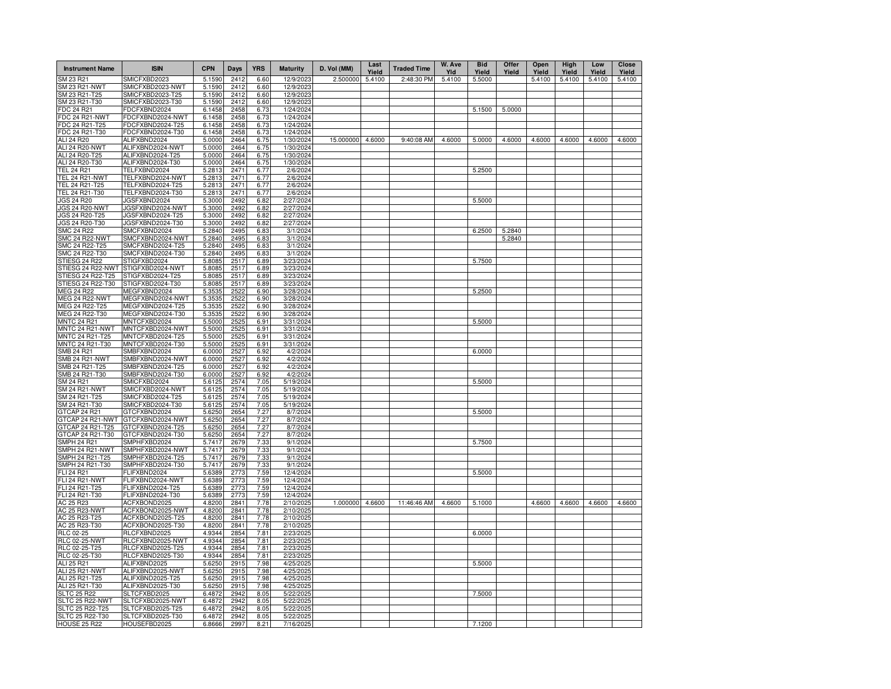| Instrument Name | ISIN | CPN | Days | YRS | Maturity | D. Vol (MM) | Last Yield | Traded Time | W. Ave Yld | Bid Yield | Offer Yield | Open Yield | High Yield | Low Yield | Close Yield |
|---|---|---|---|---|---|---|---|---|---|---|---|---|---|---|---|
| SM 23 R21 | SMICFXBD2023 | 5.1590 | 2412 | 6.60 | 12/9/2023 | 2.500000 | 5.4100 | 2:48:30 PM | 5.4100 | 5.5000 | | 5.4100 | 5.4100 | 5.4100 | 5.4100 |
| SM 23 R21-NWT | SMICFXBD2023-NWT | 5.1590 | 2412 | 6.60 | 12/9/2023 | | | | | | | | | | |
| SM 23 R21-T25 | SMICFXBD2023-T25 | 5.1590 | 2412 | 6.60 | 12/9/2023 | | | | | | | | | | |
| SM 23 R21-T30 | SMICFXBD2023-T30 | 5.1590 | 2412 | 6.60 | 12/9/2023 | | | | | | | | | | |
| FDC 24 R21 | FDCFXBND2024 | 6.1458 | 2458 | 6.73 | 1/24/2024 | | | | | 5.1500 | 5.0000 | | | | |
| FDC 24 R21-NWT | FDCFXBND2024-NWT | 6.1458 | 2458 | 6.73 | 1/24/2024 | | | | | | | | | | |
| FDC 24 R21-T25 | FDCFXBND2024-T25 | 6.1458 | 2458 | 6.73 | 1/24/2024 | | | | | | | | | | |
| FDC 24 R21-T30 | FDCFXBND2024-T30 | 6.1458 | 2458 | 6.73 | 1/24/2024 | | | | | | | | | | |
| ALI 24 R20 | ALIFXBND2024 | 5.0000 | 2464 | 6.75 | 1/30/2024 | 15.000000 | 4.6000 | 9:40:08 AM | 4.6000 | 5.0000 | 4.6000 | 4.6000 | 4.6000 | 4.6000 | 4.6000 |
| ALI 24 R20-NWT | ALIFXBND2024-NWT | 5.0000 | 2464 | 6.75 | 1/30/2024 | | | | | | | | | | |
| ALI 24 R20-T25 | ALIFXBND2024-T25 | 5.0000 | 2464 | 6.75 | 1/30/2024 | | | | | | | | | | |
| ALI 24 R20-T30 | ALIFXBND2024-T30 | 5.0000 | 2464 | 6.75 | 1/30/2024 | | | | | | | | | | |
| TEL 24 R21 | TELFXBND2024 | 5.2813 | 2471 | 6.77 | 2/6/2024 | | | | | 5.2500 | | | | | |
| TEL 24 R21-NWT | TELFXBND2024-NWT | 5.2813 | 2471 | 6.77 | 2/6/2024 | | | | | | | | | | |
| TEL 24 R21-T25 | TELFXBND2024-T25 | 5.2813 | 2471 | 6.77 | 2/6/2024 | | | | | | | | | | |
| TEL 24 R21-T30 | TELFXBND2024-T30 | 5.2813 | 2471 | 6.77 | 2/6/2024 | | | | | | | | | | |
| JGS 24 R20 | JGSFXBND2024 | 5.3000 | 2492 | 6.82 | 2/27/2024 | | | | | 5.5000 | | | | | |
| JGS 24 R20-NWT | JGSFXBND2024-NWT | 5.3000 | 2492 | 6.82 | 2/27/2024 | | | | | | | | | | |
| JGS 24 R20-T25 | JGSFXBND2024-T25 | 5.3000 | 2492 | 6.82 | 2/27/2024 | | | | | | | | | | |
| JGS 24 R20-T30 | JGSFXBND2024-T30 | 5.3000 | 2492 | 6.82 | 2/27/2024 | | | | | | | | | | |
| SMC 24 R22 | SMCFXBND2024 | 5.2840 | 2495 | 6.83 | 3/1/2024 | | | | | 6.2500 | 5.2840 | | | | |
| SMC 24 R22-NWT | SMCFXBND2024-NWT | 5.2840 | 2495 | 6.83 | 3/1/2024 | | | | | | 5.2840 | | | | |
| SMC 24 R22-T25 | SMCFXBND2024-T25 | 5.2840 | 2495 | 6.83 | 3/1/2024 | | | | | | | | | | |
| SMC 24 R22-T30 | SMCFXBND2024-T30 | 5.2840 | 2495 | 6.83 | 3/1/2024 | | | | | | | | | | |
| STIESG 24 R22 | STIGFXBD2024 | 5.8085 | 2517 | 6.89 | 3/23/2024 | | | | | 5.7500 | | | | | |
| STIESG 24 R22-NWT | STIGFXBD2024-NWT | 5.8085 | 2517 | 6.89 | 3/23/2024 | | | | | | | | | | |
| STIESG 24 R22-T25 | STIGFXBD2024-T25 | 5.8085 | 2517 | 6.89 | 3/23/2024 | | | | | | | | | | |
| STIESG 24 R22-T30 | STIGFXBD2024-T30 | 5.8085 | 2517 | 6.89 | 3/23/2024 | | | | | | | | | | |
| MEG 24 R22 | MEGFXBND2024 | 5.3535 | 2522 | 6.90 | 3/28/2024 | | | | | 5.2500 | | | | | |
| MEG 24 R22-NWT | MEGFXBND2024-NWT | 5.3535 | 2522 | 6.90 | 3/28/2024 | | | | | | | | | | |
| MEG 24 R22-T25 | MEGFXBND2024-T25 | 5.3535 | 2522 | 6.90 | 3/28/2024 | | | | | | | | | | |
| MEG 24 R22-T30 | MEGFXBND2024-T30 | 5.3535 | 2522 | 6.90 | 3/28/2024 | | | | | | | | | | |
| MNTC 24 R21 | MNTCFXBD2024 | 5.5000 | 2525 | 6.91 | 3/31/2024 | | | | | 5.5000 | | | | | |
| MNTC 24 R21-NWT | MNTCFXBD2024-NWT | 5.5000 | 2525 | 6.91 | 3/31/2024 | | | | | | | | | | |
| MNTC 24 R21-T25 | MNTCFXBD2024-T25 | 5.5000 | 2525 | 6.91 | 3/31/2024 | | | | | | | | | | |
| MNTC 24 R21-T30 | MNTCFXBD2024-T30 | 5.5000 | 2525 | 6.91 | 3/31/2024 | | | | | | | | | | |
| SMB 24 R21 | SMBFXBND2024 | 6.0000 | 2527 | 6.92 | 4/2/2024 | | | | | 6.0000 | | | | | |
| SMB 24 R21-NWT | SMBFXBND2024-NWT | 6.0000 | 2527 | 6.92 | 4/2/2024 | | | | | | | | | | |
| SMB 24 R21-T25 | SMBFXBND2024-T25 | 6.0000 | 2527 | 6.92 | 4/2/2024 | | | | | | | | | | |
| SMB 24 R21-T30 | SMBFXBND2024-T30 | 6.0000 | 2527 | 6.92 | 4/2/2024 | | | | | | | | | | |
| SM 24 R21 | SMICFXBD2024 | 5.6125 | 2574 | 7.05 | 5/19/2024 | | | | | 5.5000 | | | | | |
| SM 24 R21-NWT | SMICFXBD2024-NWT | 5.6125 | 2574 | 7.05 | 5/19/2024 | | | | | | | | | | |
| SM 24 R21-T25 | SMICFXBD2024-T25 | 5.6125 | 2574 | 7.05 | 5/19/2024 | | | | | | | | | | |
| SM 24 R21-T30 | SMICFXBD2024-T30 | 5.6125 | 2574 | 7.05 | 5/19/2024 | | | | | | | | | | |
| GTCAP 24 R21 | GTCFXBND2024 | 5.6250 | 2654 | 7.27 | 8/7/2024 | | | | | 5.5000 | | | | | |
| GTCAP 24 R21-NWT | GTCFXBND2024-NWT | 5.6250 | 2654 | 7.27 | 8/7/2024 | | | | | | | | | | |
| GTCAP 24 R21-T25 | GTCFXBND2024-T25 | 5.6250 | 2654 | 7.27 | 8/7/2024 | | | | | | | | | | |
| GTCAP 24 R21-T30 | GTCFXBND2024-T30 | 5.6250 | 2654 | 7.27 | 8/7/2024 | | | | | | | | | | |
| SMPH 24 R21 | SMPHFXBD2024 | 5.7417 | 2679 | 7.33 | 9/1/2024 | | | | | 5.7500 | | | | | |
| SMPH 24 R21-NWT | SMPHFXBD2024-NWT | 5.7417 | 2679 | 7.33 | 9/1/2024 | | | | | | | | | | |
| SMPH 24 R21-T25 | SMPHFXBD2024-T25 | 5.7417 | 2679 | 7.33 | 9/1/2024 | | | | | | | | | | |
| SMPH 24 R21-T30 | SMPHFXBD2024-T30 | 5.7417 | 2679 | 7.33 | 9/1/2024 | | | | | | | | | | |
| FLI 24 R21 | FLIFXBND2024 | 5.6389 | 2773 | 7.59 | 12/4/2024 | | | | | 5.5000 | | | | | |
| FLI 24 R21-NWT | FLIFXBND2024-NWT | 5.6389 | 2773 | 7.59 | 12/4/2024 | | | | | | | | | | |
| FLI 24 R21-T25 | FLIFXBND2024-T25 | 5.6389 | 2773 | 7.59 | 12/4/2024 | | | | | | | | | | |
| FLI 24 R21-T30 | FLIFXBND2024-T30 | 5.6389 | 2773 | 7.59 | 12/4/2024 | | | | | | | | | | |
| AC 25 R23 | ACFXBOND2025 | 4.8200 | 2841 | 7.78 | 2/10/2025 | 1.000000 | 4.6600 | 11:46:46 AM | 4.6600 | 5.1000 | | 4.6600 | 4.6600 | 4.6600 | 4.6600 |
| AC 25 R23-NWT | ACFXBOND2025-NWT | 4.8200 | 2841 | 7.78 | 2/10/2025 | | | | | | | | | | |
| AC 25 R23-T25 | ACFXBOND2025-T25 | 4.8200 | 2841 | 7.78 | 2/10/2025 | | | | | | | | | | |
| AC 25 R23-T30 | ACFXBOND2025-T30 | 4.8200 | 2841 | 7.78 | 2/10/2025 | | | | | | | | | | |
| RLC 02-25 | RLCFXBND2025 | 4.9344 | 2854 | 7.81 | 2/23/2025 | | | | | 6.0000 | | | | | |
| RLC 02-25-NWT | RLCFXBND2025-NWT | 4.9344 | 2854 | 7.81 | 2/23/2025 | | | | | | | | | | |
| RLC 02-25-T25 | RLCFXBND2025-T25 | 4.9344 | 2854 | 7.81 | 2/23/2025 | | | | | | | | | | |
| RLC 02-25-T30 | RLCFXBND2025-T30 | 4.9344 | 2854 | 7.81 | 2/23/2025 | | | | | | | | | | |
| ALI 25 R21 | ALIFXBND2025 | 5.6250 | 2915 | 7.98 | 4/25/2025 | | | | | 5.5000 | | | | | |
| ALI 25 R21-NWT | ALIFXBND2025-NWT | 5.6250 | 2915 | 7.98 | 4/25/2025 | | | | | | | | | | |
| ALI 25 R21-T25 | ALIFXBND2025-T25 | 5.6250 | 2915 | 7.98 | 4/25/2025 | | | | | | | | | | |
| ALI 25 R21-T30 | ALIFXBND2025-T30 | 5.6250 | 2915 | 7.98 | 4/25/2025 | | | | | | | | | | |
| SLTC 25 R22 | SLTCFXBD2025 | 6.4872 | 2942 | 8.05 | 5/22/2025 | | | | | 7.5000 | | | | | |
| SLTC 25 R22-NWT | SLTCFXBD2025-NWT | 6.4872 | 2942 | 8.05 | 5/22/2025 | | | | | | | | | | |
| SLTC 25 R22-T25 | SLTCFXBD2025-T25 | 6.4872 | 2942 | 8.05 | 5/22/2025 | | | | | | | | | | |
| SLTC 25 R22-T30 | SLTCFXBD2025-T30 | 6.4872 | 2942 | 8.05 | 5/22/2025 | | | | | | | | | | |
| HOUSE 25 R22 | HOUSEFBD2025 | 6.8666 | 2997 | 8.21 | 7/16/2025 | | | | | 7.1200 | | | | | |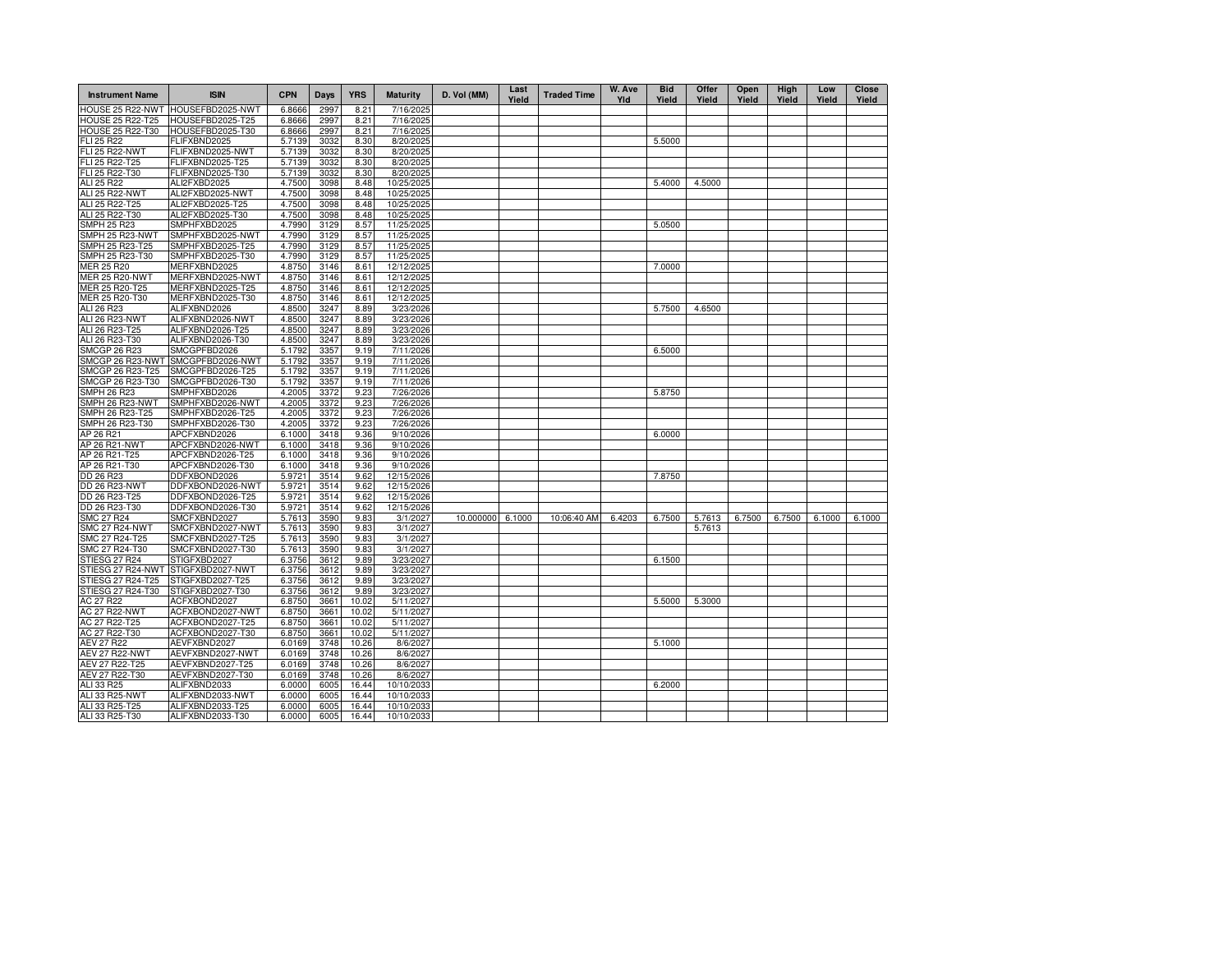| Instrument Name | ISIN | CPN | Days | YRS | Maturity | D. Vol (MM) | Last Yield | Traded Time | W. Ave Yld | Bid Yield | Offer Yield | Open Yield | High Yield | Low Yield | Close Yield |
|---|---|---|---|---|---|---|---|---|---|---|---|---|---|---|---|
| HOUSE 25 R22-NWT | HOUSEFBD2025-NWT | 6.8666 | 2997 | 8.21 | 7/16/2025 | | | | | | | | | | |
| HOUSE 25 R22-T25 | HOUSEFBD2025-T25 | 6.8666 | 2997 | 8.21 | 7/16/2025 | | | | | | | | | | |
| HOUSE 25 R22-T30 | HOUSEFBD2025-T30 | 6.8666 | 2997 | 8.21 | 7/16/2025 | | | | | | | | | | |
| FLI 25 R22 | FLIFXBND2025 | 5.7139 | 3032 | 8.30 | 8/20/2025 | | | | | 5.5000 | | | | | |
| FLI 25 R22-NWT | FLIFXBND2025-NWT | 5.7139 | 3032 | 8.30 | 8/20/2025 | | | | | | | | | | |
| FLI 25 R22-T25 | FLIFXBND2025-T25 | 5.7139 | 3032 | 8.30 | 8/20/2025 | | | | | | | | | | |
| FLI 25 R22-T30 | FLIFXBND2025-T30 | 5.7139 | 3032 | 8.30 | 8/20/2025 | | | | | | | | | | |
| ALI 25 R22 | ALI2FXBD2025 | 4.7500 | 3098 | 8.48 | 10/25/2025 | | | | | 5.4000 | 4.5000 | | | | |
| ALI 25 R22-NWT | ALI2FXBD2025-NWT | 4.7500 | 3098 | 8.48 | 10/25/2025 | | | | | | | | | | |
| ALI 25 R22-T25 | ALI2FXBD2025-T25 | 4.7500 | 3098 | 8.48 | 10/25/2025 | | | | | | | | | | |
| ALI 25 R22-T30 | ALI2FXBD2025-T30 | 4.7500 | 3098 | 8.48 | 10/25/2025 | | | | | | | | | | |
| SMPH 25 R23 | SMPHFXBD2025 | 4.7990 | 3129 | 8.57 | 11/25/2025 | | | | | 5.0500 | | | | | |
| SMPH 25 R23-NWT | SMPHFXBD2025-NWT | 4.7990 | 3129 | 8.57 | 11/25/2025 | | | | | | | | | | |
| SMPH 25 R23-T25 | SMPHFXBD2025-T25 | 4.7990 | 3129 | 8.57 | 11/25/2025 | | | | | | | | | | |
| SMPH 25 R23-T30 | SMPHFXBD2025-T30 | 4.7990 | 3129 | 8.57 | 11/25/2025 | | | | | | | | | | |
| MER 25 R20 | MERFXBND2025 | 4.8750 | 3146 | 8.61 | 12/12/2025 | | | | | 7.0000 | | | | | |
| MER 25 R20-NWT | MERFXBND2025-NWT | 4.8750 | 3146 | 8.61 | 12/12/2025 | | | | | | | | | | |
| MER 25 R20-T25 | MERFXBND2025-T25 | 4.8750 | 3146 | 8.61 | 12/12/2025 | | | | | | | | | | |
| MER 25 R20-T30 | MERFXBND2025-T30 | 4.8750 | 3146 | 8.61 | 12/12/2025 | | | | | | | | | | |
| ALI 26 R23 | ALIFXBND2026 | 4.8500 | 3247 | 8.89 | 3/23/2026 | | | | | 5.7500 | 4.6500 | | | | |
| ALI 26 R23-NWT | ALIFXBND2026-NWT | 4.8500 | 3247 | 8.89 | 3/23/2026 | | | | | | | | | | |
| ALI 26 R23-T25 | ALIFXBND2026-T25 | 4.8500 | 3247 | 8.89 | 3/23/2026 | | | | | | | | | | |
| ALI 26 R23-T30 | ALIFXBND2026-T30 | 4.8500 | 3247 | 8.89 | 3/23/2026 | | | | | | | | | | |
| SMCGP 26 R23 | SMCGPFBD2026 | 5.1792 | 3357 | 9.19 | 7/11/2026 | | | | | 6.5000 | | | | | |
| SMCGP 26 R23-NWT | SMCGPFBD2026-NWT | 5.1792 | 3357 | 9.19 | 7/11/2026 | | | | | | | | | | |
| SMCGP 26 R23-T25 | SMCGPFBD2026-T25 | 5.1792 | 3357 | 9.19 | 7/11/2026 | | | | | | | | | | |
| SMCGP 26 R23-T30 | SMCGPFBD2026-T30 | 5.1792 | 3357 | 9.19 | 7/11/2026 | | | | | | | | | | |
| SMPH 26 R23 | SMPHFXBD2026 | 4.2005 | 3372 | 9.23 | 7/26/2026 | | | | | 5.8750 | | | | | |
| SMPH 26 R23-NWT | SMPHFXBD2026-NWT | 4.2005 | 3372 | 9.23 | 7/26/2026 | | | | | | | | | | |
| SMPH 26 R23-T25 | SMPHFXBD2026-T25 | 4.2005 | 3372 | 9.23 | 7/26/2026 | | | | | | | | | | |
| SMPH 26 R23-T30 | SMPHFXBD2026-T30 | 4.2005 | 3372 | 9.23 | 7/26/2026 | | | | | | | | | | |
| AP 26 R21 | APCFXBND2026 | 6.1000 | 3418 | 9.36 | 9/10/2026 | | | | | 6.0000 | | | | | |
| AP 26 R21-NWT | APCFXBND2026-NWT | 6.1000 | 3418 | 9.36 | 9/10/2026 | | | | | | | | | | |
| AP 26 R21-T25 | APCFXBND2026-T25 | 6.1000 | 3418 | 9.36 | 9/10/2026 | | | | | | | | | | |
| AP 26 R21-T30 | APCFXBND2026-T30 | 6.1000 | 3418 | 9.36 | 9/10/2026 | | | | | | | | | | |
| DD 26 R23 | DDFXBOND2026 | 5.9721 | 3514 | 9.62 | 12/15/2026 | | | | | 7.8750 | | | | | |
| DD 26 R23-NWT | DDFXBOND2026-NWT | 5.9721 | 3514 | 9.62 | 12/15/2026 | | | | | | | | | | |
| DD 26 R23-T25 | DDFXBOND2026-T25 | 5.9721 | 3514 | 9.62 | 12/15/2026 | | | | | | | | | | |
| DD 26 R23-T30 | DDFXBOND2026-T30 | 5.9721 | 3514 | 9.62 | 12/15/2026 | | | | | | | | | | |
| SMC 27 R24 | SMCFXBND2027 | 5.7613 | 3590 | 9.83 | 3/1/2027 | 10.000000 | 6.1000 | 10:06:40 AM | 6.4203 | 6.7500 | 5.7613 | 6.7500 | 6.7500 | 6.1000 | 6.1000 |
| SMC 27 R24-NWT | SMCFXBND2027-NWT | 5.7613 | 3590 | 9.83 | 3/1/2027 | | | | | | 5.7613 | | | | |
| SMC 27 R24-T25 | SMCFXBND2027-T25 | 5.7613 | 3590 | 9.83 | 3/1/2027 | | | | | | | | | | |
| SMC 27 R24-T30 | SMCFXBND2027-T30 | 5.7613 | 3590 | 9.83 | 3/1/2027 | | | | | | | | | | |
| STIESG 27 R24 | STIGFXBD2027 | 6.3756 | 3612 | 9.89 | 3/23/2027 | | | | | 6.1500 | | | | | |
| STIESG 27 R24-NWT | STIGFXBD2027-NWT | 6.3756 | 3612 | 9.89 | 3/23/2027 | | | | | | | | | | |
| STIESG 27 R24-T25 | STIGFXBD2027-T25 | 6.3756 | 3612 | 9.89 | 3/23/2027 | | | | | | | | | | |
| STIESG 27 R24-T30 | STIGFXBD2027-T30 | 6.3756 | 3612 | 9.89 | 3/23/2027 | | | | | | | | | | |
| AC 27 R22 | ACFXBOND2027 | 6.8750 | 3661 | 10.02 | 5/11/2027 | | | | | 5.5000 | 5.3000 | | | | |
| AC 27 R22-NWT | ACFXBOND2027-NWT | 6.8750 | 3661 | 10.02 | 5/11/2027 | | | | | | | | | | |
| AC 27 R22-T25 | ACFXBOND2027-T25 | 6.8750 | 3661 | 10.02 | 5/11/2027 | | | | | | | | | | |
| AC 27 R22-T30 | ACFXBOND2027-T30 | 6.8750 | 3661 | 10.02 | 5/11/2027 | | | | | | | | | | |
| AEV 27 R22 | AEVFXBND2027 | 6.0169 | 3748 | 10.26 | 8/6/2027 | | | | | 5.1000 | | | | | |
| AEV 27 R22-NWT | AEVFXBND2027-NWT | 6.0169 | 3748 | 10.26 | 8/6/2027 | | | | | | | | | | |
| AEV 27 R22-T25 | AEVFXBND2027-T25 | 6.0169 | 3748 | 10.26 | 8/6/2027 | | | | | | | | | | |
| AEV 27 R22-T30 | AEVFXBND2027-T30 | 6.0169 | 3748 | 10.26 | 8/6/2027 | | | | | | | | | | |
| ALI 33 R25 | ALIFXBND2033 | 6.0000 | 6005 | 16.44 | 10/10/2033 | | | | | 6.2000 | | | | | |
| ALI 33 R25-NWT | ALIFXBND2033-NWT | 6.0000 | 6005 | 16.44 | 10/10/2033 | | | | | | | | | | |
| ALI 33 R25-T25 | ALIFXBND2033-T25 | 6.0000 | 6005 | 16.44 | 10/10/2033 | | | | | | | | | | |
| ALI 33 R25-T30 | ALIFXBND2033-T30 | 6.0000 | 6005 | 16.44 | 10/10/2033 | | | | | | | | | | |